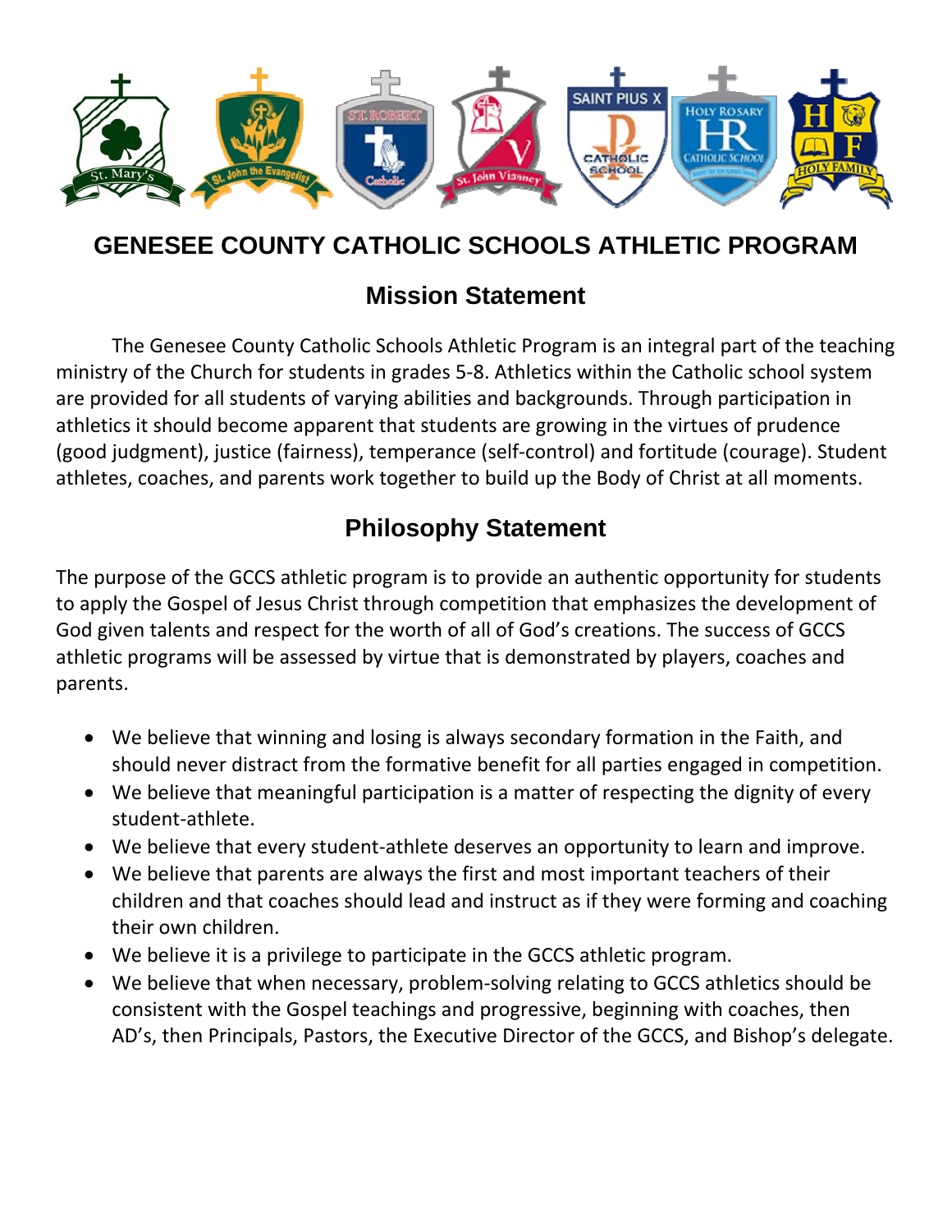# GENESEE COUNTY CATHOLIC SCHOOLS ATHLETIC PROGRAM

## Mission Statement

The Genesee County Catholic Schools Athletic Program is an integral part of the teaching ministry of the Church for students in grades 5-8. Athletics within the Catholic school system are provided for all students of varying abilities and backgrounds. Through participation in athletics it should become apparent that students are growing in the virtues of prudence (good judgment), justice (fairness), temperance (self-control) and fortitude (courage). Student athletes, coaches, and parents work together to build up the Body of Christ at all moments.

## Philosophy Statement

The purpose of the GCCS athletic program is to provide an authentic opportunity for students to apply the Gospel of Jesus Christ through competition that emphasizes the development of God given talents and respect for the worth of all of God's creations. The success of GCCS athletic programs will be assessed by virtue that is demonstrated by players, coaches and parents.

- We believe that winning and losing is always secondary formation in the Faith, and should never distract from the formative benefit for all parties engaged in competition.
- We believe that meaningful participation is a matter of respecting the dignity of every student-athlete.
- We believe that every student-athlete deserves an opportunity to learn and improve.
- We believe that parents are always the first and most important teachers of their children and that coaches should lead and instruct as if they were forming and coaching their own children.
- We believe it is a privilege to participate in the GCCS athletic program.
- We believe that when necessary, problem-solving relating to GCCS athletics should be consistent with the Gospel teachings and progressive, beginning with coaches, then AD's, then Principals, Pastors, the Executive Director of the GCCS, and Bishop's delegate.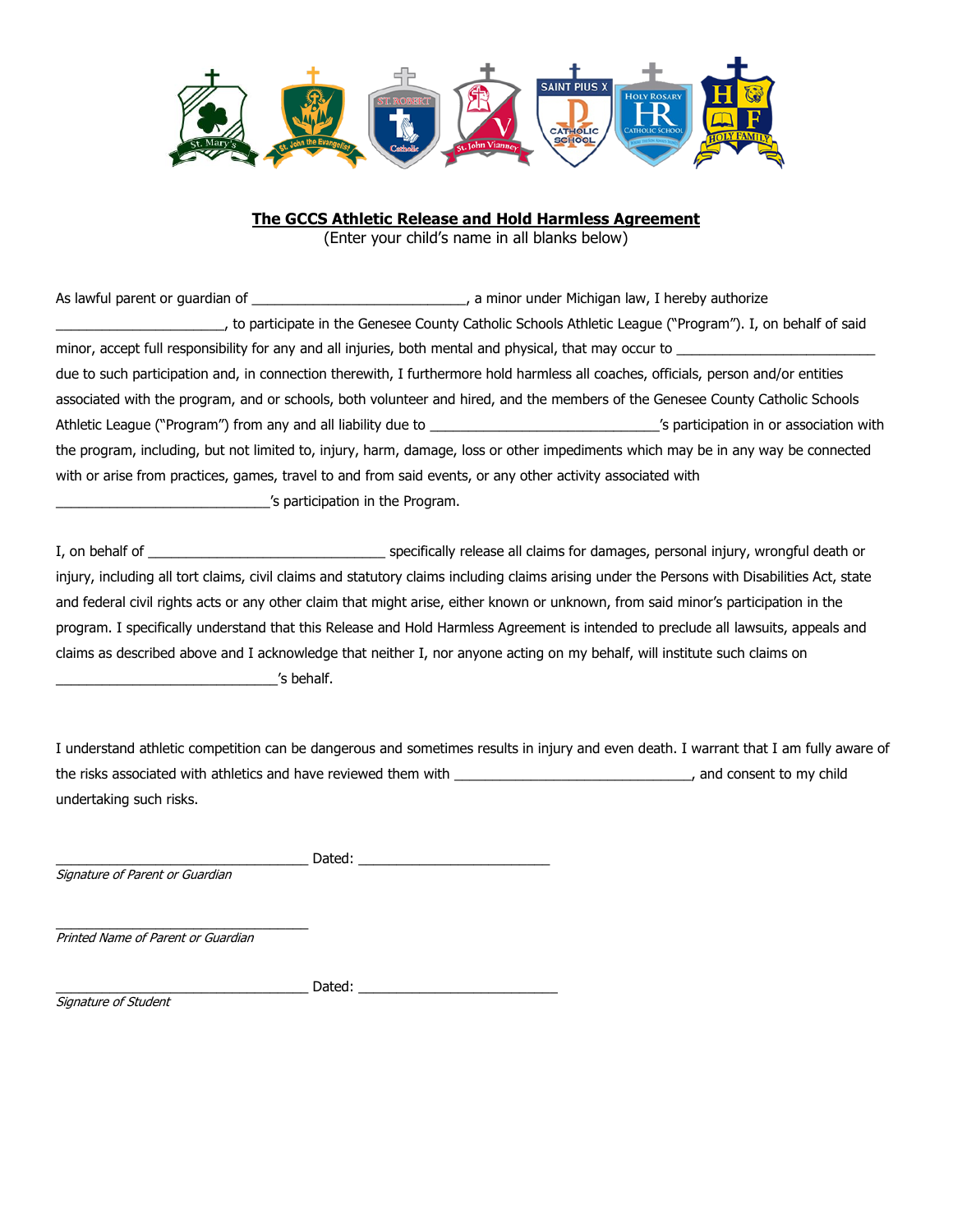**The GCCS Athletic Release and Hold Harmless Agreement**

(Enter your child's name in all blanks below)

As lawful parent or guardian of ___________________________, a minor under Michigan law, I hereby authorize _____________________, to participate in the Genesee County Catholic Schools Athletic League ("Program"). I, on behalf of said minor, accept full responsibility for any and all injuries, both mental and physical, that may occur to __________________________ due to such participation and, in connection therewith, I furthermore hold harmless all coaches, officials, person and/or entities associated with the program, and or schools, both volunteer and hired, and the members of the Genesee County Catholic Schools Athletic League ("Program") from any and all liability due to _____________________________'s participation in or association with the program, including, but not limited to, injury, harm, damage, loss or other impediments which may be in any way be connected with or arise from practices, games, travel to and from said events, or any other activity associated with ___________________________'s participation in the Program.

I, on behalf of ______________________________ specifically release all claims for damages, personal injury, wrongful death or injury, including all tort claims, civil claims and statutory claims including claims arising under the Persons with Disabilities Act, state and federal civil rights acts or any other claim that might arise, either known or unknown, from said minor's participation in the program. I specifically understand that this Release and Hold Harmless Agreement is intended to preclude all lawsuits, appeals and claims as described above and I acknowledge that neither I, nor anyone acting on my behalf, will institute such claims on ____________________________'s behalf.

I understand athletic competition can be dangerous and sometimes results in injury and even death. I warrant that I am fully aware of the risks associated with athletics and have reviewed them with ______________________________, and consent to my child undertaking such risks.

________________________________ Dated: ________________________
*Signature of Parent or Guardian*

________________________________
*Printed Name of Parent or Guardian*

________________________________ Dated: _________________________
*Signature of Student*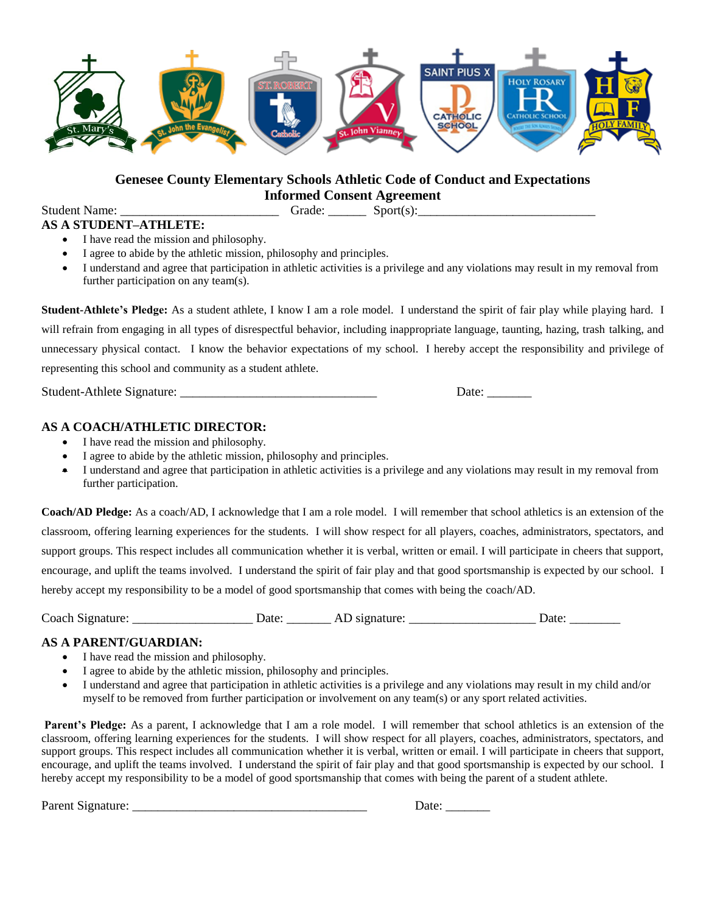## Genesee County Elementary Schools Athletic Code of Conduct and Expectations
## Informed Consent Agreement

Student Name: ________________________ Grade: ______ Sport(s):___________________________

**AS A STUDENT–ATHLETE:**

- I have read the mission and philosophy.
- I agree to abide by the athletic mission, philosophy and principles.
- I understand and agree that participation in athletic activities is a privilege and any violations may result in my removal from further participation on any team(s).

**Student-Athlete's Pledge:** As a student athlete, I know I am a role model. I understand the spirit of fair play while playing hard. I will refrain from engaging in all types of disrespectful behavior, including inappropriate language, taunting, hazing, trash talking, and unnecessary physical contact. I know the behavior expectations of my school. I hereby accept the responsibility and privilege of representing this school and community as a student athlete.

Student-Athlete Signature: ______________________________ Date: _______

**AS A COACH/ATHLETIC DIRECTOR:**

- I have read the mission and philosophy.
- I agree to abide by the athletic mission, philosophy and principles.
- I understand and agree that participation in athletic activities is a privilege and any violations may result in my removal from further participation.

**Coach/AD Pledge:** As a coach/AD, I acknowledge that I am a role model. I will remember that school athletics is an extension of the classroom, offering learning experiences for the students. I will show respect for all players, coaches, administrators, spectators, and support groups. This respect includes all communication whether it is verbal, written or email. I will participate in cheers that support, encourage, and uplift the teams involved. I understand the spirit of fair play and that good sportsmanship is expected by our school. I hereby accept my responsibility to be a model of good sportsmanship that comes with being the coach/AD.

Coach Signature: __________________ Date: _______ AD signature: ___________________ Date: ________

**AS A PARENT/GUARDIAN:**

- I have read the mission and philosophy.
- I agree to abide by the athletic mission, philosophy and principles.
- I understand and agree that participation in athletic activities is a privilege and any violations may result in my child and/or myself to be removed from further participation or involvement on any team(s) or any sport related activities.

**Parent's Pledge:** As a parent, I acknowledge that I am a role model. I will remember that school athletics is an extension of the classroom, offering learning experiences for the students. I will show respect for all players, coaches, administrators, spectators, and support groups. This respect includes all communication whether it is verbal, written or email. I will participate in cheers that support, encourage, and uplift the teams involved. I understand the spirit of fair play and that good sportsmanship is expected by our school. I hereby accept my responsibility to be a model of good sportsmanship that comes with being the parent of a student athlete.

Parent Signature: ____________________________________ Date: _______